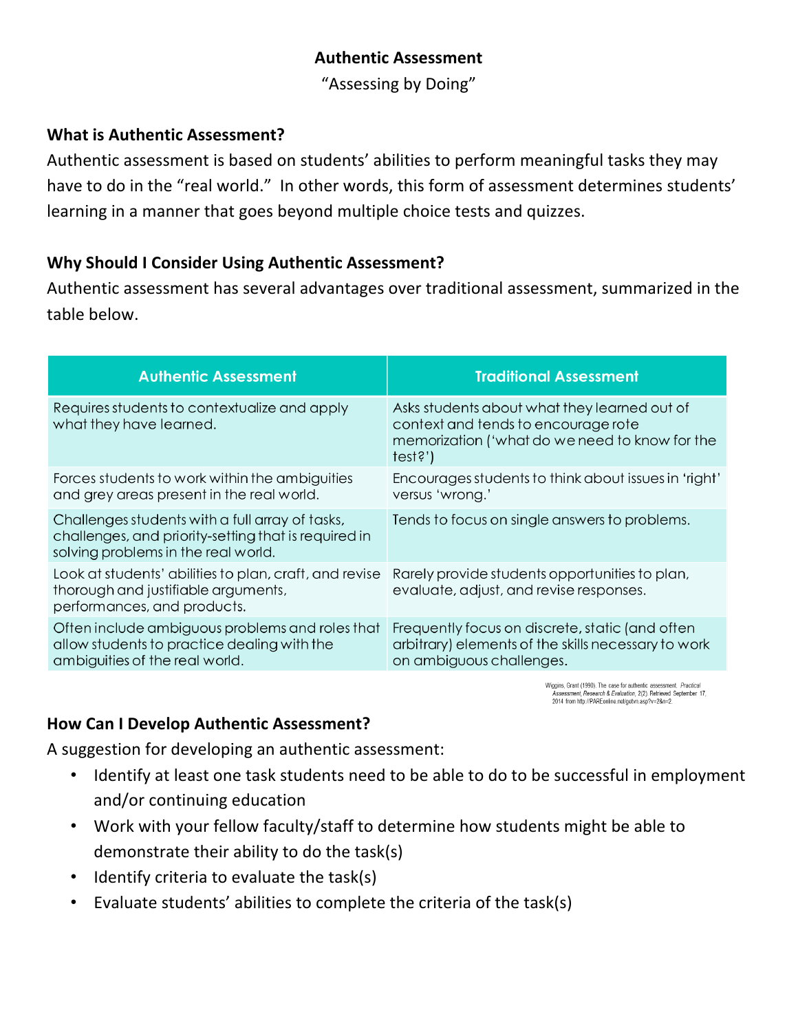# Authentic Assessment

"Assessing by Doing"

## What is Authentic Assessment?

Authentic assessment is based on students' abilities to perform meaningful tasks they may have to do in the "real world." In other words, this form of assessment determines students' learning in a manner that goes beyond multiple choice tests and quizzes.

## Why Should I Consider Using Authentic Assessment?

Authentic assessment has several advantages over traditional assessment, summarized in the table below.

| Authentic Assessment | Traditional Assessment |
| --- | --- |
| Requires students to contextualize and apply what they have learned. | Asks students about what they learned out of context and tends to encourage rote memorization ('what do we need to know for the test?') |
| Forces students to work within the ambiguities and grey areas present in the real world. | Encourages students to think about issues in 'right' versus 'wrong.' |
| Challenges students with a full array of tasks, challenges, and priority-setting that is required in solving problems in the real world. | Tends to focus on single answers to problems. |
| Look at students' abilities to plan, craft, and revise thorough and justifiable arguments, performances, and products. | Rarely provide students opportunities to plan, evaluate, adjust, and revise responses. |
| Often include ambiguous problems and roles that allow students to practice dealing with the ambiguities of the real world. | Frequently focus on discrete, static (and often arbitrary) elements of the skills necessary to work on ambiguous challenges. |

Wiggins, Grant (1990). The case for authentic assessment. *Practical Assessment, Research & Evaluation*, 2(2). Retrieved September 17, 2014 from http://PAREonline.net/getvn.asp?v=2&n=2.

## How Can I Develop Authentic Assessment?

A suggestion for developing an authentic assessment:

- Identify at least one task students need to be able to do to be successful in employment and/or continuing education
- Work with your fellow faculty/staff to determine how students might be able to demonstrate their ability to do the task(s)
- Identify criteria to evaluate the task(s)
- Evaluate students' abilities to complete the criteria of the task(s)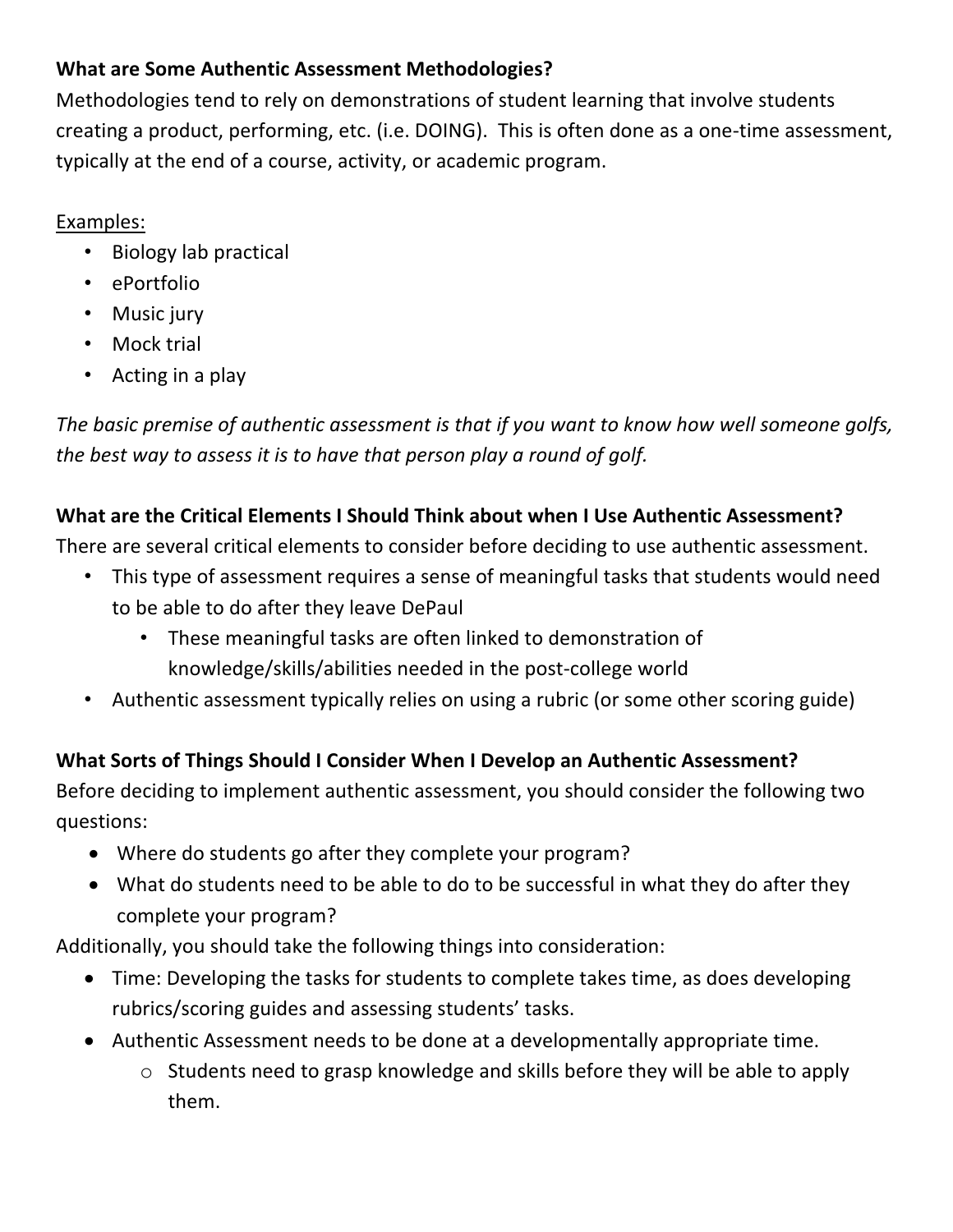**What are Some Authentic Assessment Methodologies?**

Methodologies tend to rely on demonstrations of student learning that involve students creating a product, performing, etc. (i.e. DOING). This is often done as a one-time assessment, typically at the end of a course, activity, or academic program.

Examples:

- Biology lab practical
- ePortfolio
- Music jury
- Mock trial
- Acting in a play

*The basic premise of authentic assessment is that if you want to know how well someone golfs, the best way to assess it is to have that person play a round of golf.*

**What are the Critical Elements I Should Think about when I Use Authentic Assessment?**

There are several critical elements to consider before deciding to use authentic assessment.

- This type of assessment requires a sense of meaningful tasks that students would need to be able to do after they leave DePaul
  - These meaningful tasks are often linked to demonstration of knowledge/skills/abilities needed in the post-college world
- Authentic assessment typically relies on using a rubric (or some other scoring guide)

**What Sorts of Things Should I Consider When I Develop an Authentic Assessment?**

Before deciding to implement authentic assessment, you should consider the following two questions:

- Where do students go after they complete your program?
- What do students need to be able to do to be successful in what they do after they complete your program?

Additionally, you should take the following things into consideration:

- Time: Developing the tasks for students to complete takes time, as does developing rubrics/scoring guides and assessing students' tasks.
- Authentic Assessment needs to be done at a developmentally appropriate time.
  - Students need to grasp knowledge and skills before they will be able to apply them.